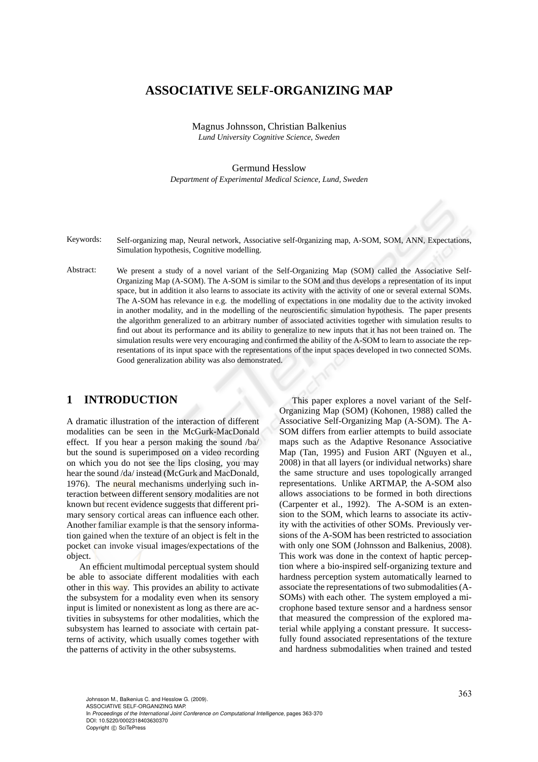# ASSOCIATIVE SELF-ORGANIZING MAP

Magnus Johnsson, Christian Balkenius
*Lund University Cognitive Science, Sweden*

Germund Hesslow
*Department of Experimental Medical Science, Lund, Sweden*

Keywords: Self-organizing map, Neural network, Associative self-0rganizing map, A-SOM, SOM, ANN, Expectations, Simulation hypothesis, Cognitive modelling.

Abstract: We present a study of a novel variant of the Self-Organizing Map (SOM) called the Associative Self-Organizing Map (A-SOM). The A-SOM is similar to the SOM and thus develops a representation of its input space, but in addition it also learns to associate its activity with the activity of one or several external SOMs. The A-SOM has relevance in e.g. the modelling of expectations in one modality due to the activity invoked in another modality, and in the modelling of the neuroscientific simulation hypothesis. The paper presents the algorithm generalized to an arbitrary number of associated activities together with simulation results to find out about its performance and its ability to generalize to new inputs that it has not been trained on. The simulation results were very encouraging and confirmed the ability of the A-SOM to learn to associate the representations of its input space with the representations of the input spaces developed in two connected SOMs. Good generalization ability was also demonstrated.

## 1 INTRODUCTION

A dramatic illustration of the interaction of different modalities can be seen in the McGurk-MacDonald effect. If you hear a person making the sound /ba/ but the sound is superimposed on a video recording on which you do not see the lips closing, you may hear the sound /da/ instead (McGurk and MacDonald, 1976). The neural mechanisms underlying such interaction between different sensory modalities are not known but recent evidence suggests that different primary sensory cortical areas can influence each other. Another familiar example is that the sensory information gained when the texture of an object is felt in the pocket can invoke visual images/expectations of the object.

An efficient multimodal perceptual system should be able to associate different modalities with each other in this way. This provides an ability to activate the subsystem for a modality even when its sensory input is limited or nonexistent as long as there are activities in subsystems for other modalities, which the subsystem has learned to associate with certain patterns of activity, which usually comes together with the patterns of activity in the other subsystems.

This paper explores a novel variant of the Self-Organizing Map (SOM) (Kohonen, 1988) called the Associative Self-Organizing Map (A-SOM). The A-SOM differs from earlier attempts to build associate maps such as the Adaptive Resonance Associative Map (Tan, 1995) and Fusion ART (Nguyen et al., 2008) in that all layers (or individual networks) share the same structure and uses topologically arranged representations. Unlike ARTMAP, the A-SOM also allows associations to be formed in both directions (Carpenter et al., 1992). The A-SOM is an extension to the SOM, which learns to associate its activity with the activities of other SOMs. Previously versions of the A-SOM has been restricted to association with only one SOM (Johnsson and Balkenius, 2008). This work was done in the context of haptic perception where a bio-inspired self-organizing texture and hardness perception system automatically learned to associate the representations of two submodalities (A-SOMs) with each other. The system employed a microphone based texture sensor and a hardness sensor that measured the compression of the explored material while applying a constant pressure. It successfully found associated representations of the texture and hardness submodalities when trained and tested

Johnsson M., Balkenius C. and Hesslow G. (2009).
ASSOCIATIVE SELF-ORGANIZING MAP.
In *Proceedings of the International Joint Conference on Computational Intelligence*, pages 363-370
DOI: 10.5220/0002318403630370
Copyright © SciTePress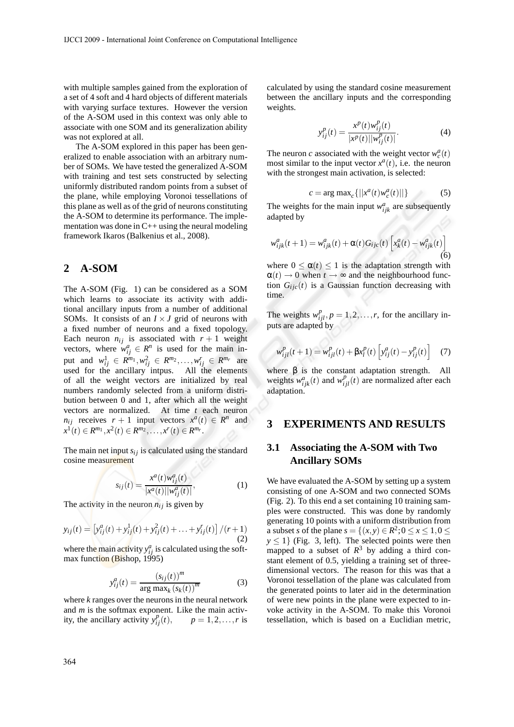with multiple samples gained from the exploration of a set of 4 soft and 4 hard objects of different materials with varying surface textures. However the version of the A-SOM used in this context was only able to associate with one SOM and its generalization ability was not explored at all.

The A-SOM explored in this paper has been generalized to enable association with an arbitrary number of SOMs. We have tested the generalized A-SOM with training and test sets constructed by selecting uniformly distributed random points from a subset of the plane, while employing Voronoi tessellations of this plane as well as of the grid of neurons constituting the A-SOM to determine its performance. The implementation was done in C++ using the neural modeling framework Ikaros (Balkenius et al., 2008).

## 2 A-SOM

The A-SOM (Fig. 1) can be considered as a SOM which learns to associate its activity with additional ancillary inputs from a number of additional SOMs. It consists of an $I \times J$ grid of neurons with a fixed number of neurons and a fixed topology. Each neuron $n_{ij}$ is associated with $r+1$ weight vectors, where $w^a_{ij} \in R^n$ is used for the main input and $w^1_{ij} \in R^{m_1}, w^2_{ij} \in R^{m_2}, \ldots, w^r_{ij} \in R^{m_r}$ are used for the ancillary intpus. All the elements of all the weight vectors are initialized by real numbers randomly selected from a uniform distribution between 0 and 1, after which all the weight vectors are normalized. At time $t$ each neuron $n_{ij}$ receives $r+1$ input vectors $x^a(t) \in R^n$ and $x^1(t) \in R^{m_1}, x^2(t) \in R^{m_2}, \ldots, x^r(t) \in R^{m_r}$.

The main net input $s_{ij}$ is calculated using the standard cosine measurement

$$s_{ij}(t) = \frac{x^a(t) w^a_{ij}(t)}{|x^a(t)||w^a_{ij}(t)|}, \tag{1}$$

The activity in the neuron $n_{ij}$ is given by

$$y_{ij}(t) = \left[y^a_{ij}(t) + y^1_{ij}(t) + y^2_{ij}(t) + \ldots + y^r_{ij}(t)\right] / (r+1) \tag{2}$$

where the main activity $y^a_{ij}$ is calculated using the softmax function (Bishop, 1995)

$$y^a_{ij}(t) = \frac{(s_{ij}(t))^m}{\arg\max_k (s_k(t))^m} \tag{3}$$

where $k$ ranges over the neurons in the neural network and $m$ is the softmax exponent. Like the main activity, the ancillary activity $y^p_{ij}(t), \quad p = 1, 2, \ldots, r$ is calculated by using the standard cosine measurement between the ancillary inputs and the corresponding weights.

$$y^p_{ij}(t) = \frac{x^p(t) w^p_{ij}(t)}{|x^p(t)||w^p_{ij}(t)|}. \tag{4}$$

The neuron $c$ associated with the weight vector $w^a_c(t)$ most similar to the input vector $x^a(t)$, i.e. the neuron with the strongest main activation, is selected:

$$c = \arg\max_c \{||x^a(t) w^a_c(t)||\} \tag{5}$$

The weights for the main input $w^a_{ijk}$ are subsequently adapted by

$$w^a_{ijk}(t+1) = w^a_{ijk}(t) + \alpha(t) G_{ijc}(t) \left[x^a_k(t) - w^a_{ijk}(t)\right] \tag{6}$$

where $0 \leq \alpha(t) \leq 1$ is the adaptation strength with $\alpha(t) \to 0$ when $t \to \infty$ and the neighbourhood function $G_{ijc}(t)$ is a Gaussian function decreasing with time.

The weights $w^p_{ijl}, p = 1, 2, \ldots, r$, for the ancillary inputs are adapted by

$$w^p_{ijl}(t+1) = w^p_{ijl}(t) + \beta x^p_l(t) \left[y^a_{ij}(t) - y^p_{ij}(t)\right] \tag{7}$$

where $\beta$ is the constant adaptation strength. All weights $w^a_{ijk}(t)$ and $w^p_{ijl}(t)$ are normalized after each adaptation.

## 3 EXPERIMENTS AND RESULTS

### 3.1 Associating the A-SOM with Two Ancillary SOMs

We have evaluated the A-SOM by setting up a system consisting of one A-SOM and two connected SOMs (Fig. 2). To this end a set containing 10 training samples were constructed. This was done by randomly generating 10 points with a uniform distribution from a subset $s$ of the plane $s = \{(x,y) \in R^2; 0 \leq x \leq 1, 0 \leq y \leq 1\}$ (Fig. 3, left). The selected points were then mapped to a subset of $R^3$ by adding a third constant element of 0.5, yielding a training set of three-dimensional vectors. The reason for this was that a Voronoi tessellation of the plane was calculated from the generated points to later aid in the determination of were new points in the plane were expected to invoke activity in the A-SOM. To make this Voronoi tessellation, which is based on a Euclidian metric,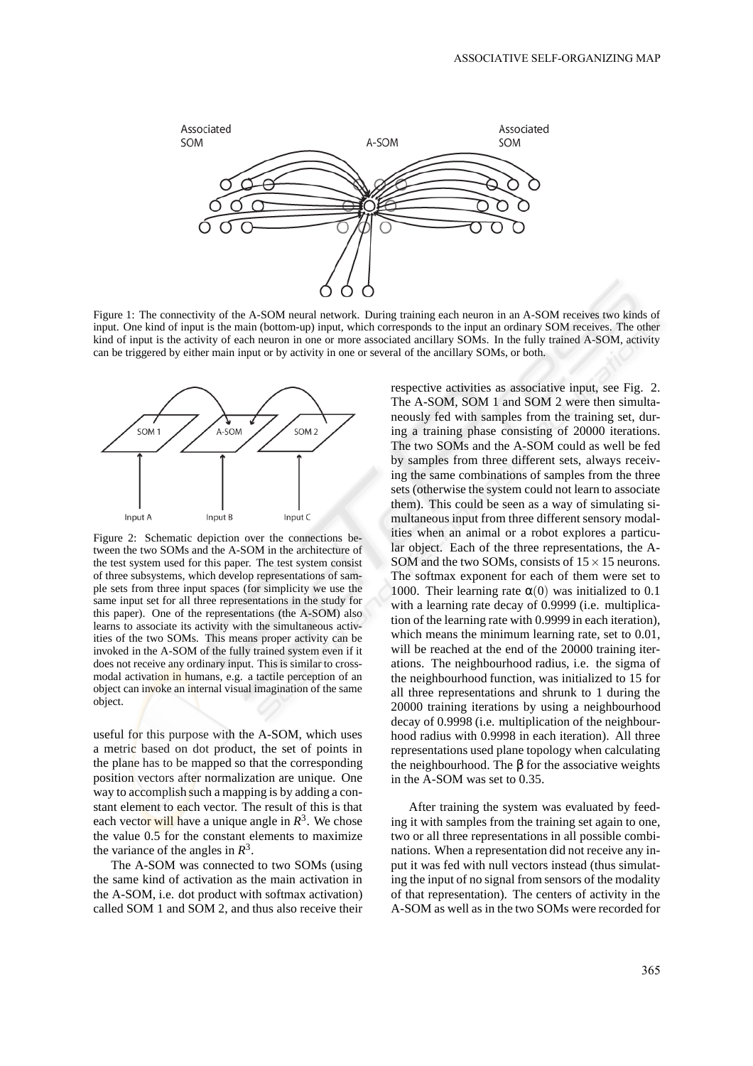Associated SOM

A-SOM

Associated SOM

Figure 1: The connectivity of the A-SOM neural network. During training each neuron in an A-SOM receives two kinds of input. One kind of input is the main (bottom-up) input, which corresponds to the input an ordinary SOM receives. The other kind of input is the activity of each neuron in one or more associated ancillary SOMs. In the fully trained A-SOM, activity can be triggered by either main input or by activity in one or several of the ancillary SOMs, or both.

SOM 1

A-SOM

SOM 2

Input A

Input B

Input C

Figure 2: Schematic depiction over the connections between the two SOMs and the A-SOM in the architecture of the test system used for this paper. The test system consist of three subsystems, which develop representations of sample sets from three input spaces (for simplicity we use the same input set for all three representations in the study for this paper). One of the representations (the A-SOM) also learns to associate its activity with the simultaneous activities of the two SOMs. This means proper activity can be invoked in the A-SOM of the fully trained system even if it does not receive any ordinary input. This is similar to cross-modal activation in humans, e.g. a tactile perception of an object can invoke an internal visual imagination of the same object.

useful for this purpose with the A-SOM, which uses a metric based on dot product, the set of points in the plane has to be mapped so that the corresponding position vectors after normalization are unique. One way to accomplish such a mapping is by adding a constant element to each vector. The result of this is that each vector will have a unique angle in $R^3$. We chose the value 0.5 for the constant elements to maximize the variance of the angles in $R^3$.

The A-SOM was connected to two SOMs (using the same kind of activation as the main activation in the A-SOM, i.e. dot product with softmax activation) called SOM 1 and SOM 2, and thus also receive their respective activities as associative input, see Fig. 2. The A-SOM, SOM 1 and SOM 2 were then simultaneously fed with samples from the training set, during a training phase consisting of 20000 iterations. The two SOMs and the A-SOM could as well be fed by samples from three different sets, always receiving the same combinations of samples from the three sets (otherwise the system could not learn to associate them). This could be seen as a way of simulating simultaneous input from three different sensory modalities when an animal or a robot explores a particular object. Each of the three representations, the A-SOM and the two SOMs, consists of $15 \times 15$ neurons. The softmax exponent for each of them were set to 1000. Their learning rate $\alpha(0)$ was initialized to 0.1 with a learning rate decay of 0.9999 (i.e. multiplication of the learning rate with 0.9999 in each iteration), which means the minimum learning rate, set to 0.01, will be reached at the end of the 20000 training iterations. The neighbourhood radius, i.e. the sigma of the neighbourhood function, was initialized to 15 for all three representations and shrunk to 1 during the 20000 training iterations by using a neighbourhood decay of 0.9998 (i.e. multiplication of the neighbourhood radius with 0.9998 in each iteration). All three representations used plane topology when calculating the neighbourhood. The $\beta$ for the associative weights in the A-SOM was set to 0.35.

After training the system was evaluated by feeding it with samples from the training set again to one, two or all three representations in all possible combinations. When a representation did not receive any input it was fed with null vectors instead (thus simulating the input of no signal from sensors of the modality of that representation). The centers of activity in the A-SOM as well as in the two SOMs were recorded for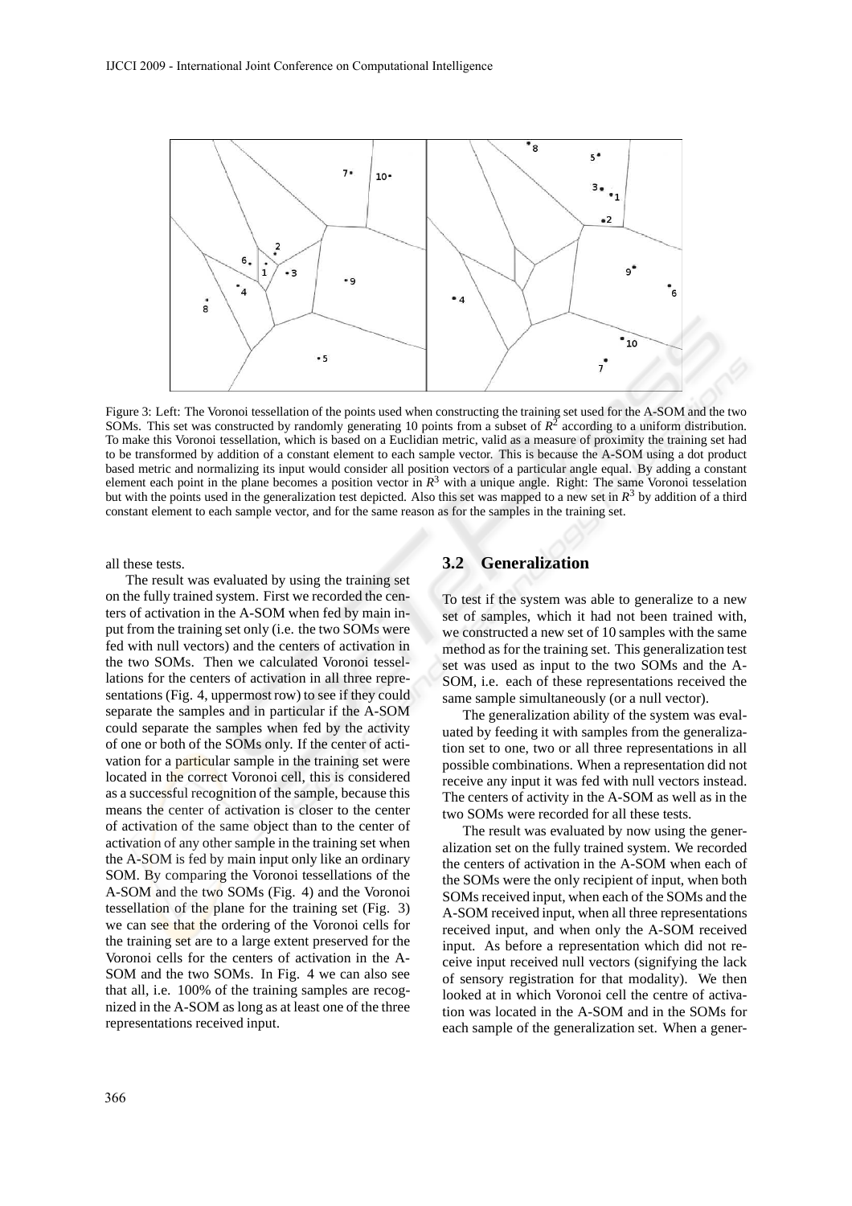1
2
3
4
5
6
7
8
9
10

8
5
3
1
2
9
6
4
10
7

Figure 3: Left: The Voronoi tessellation of the points used when constructing the training set used for the A-SOM and the two SOMs. This set was constructed by randomly generating 10 points from a subset of $R^2$ according to a uniform distribution. To make this Voronoi tessellation, which is based on a Euclidian metric, valid as a measure of proximity the training set had to be transformed by addition of a constant element to each sample vector. This is because the A-SOM using a dot product based metric and normalizing its input would consider all position vectors of a particular angle equal. By adding a constant element each point in the plane becomes a position vector in $R^3$ with a unique angle. Right: The same Voronoi tesselation but with the points used in the generalization test depicted. Also this set was mapped to a new set in $R^3$ by addition of a third constant element to each sample vector, and for the same reason as for the samples in the training set.

all these tests.

The result was evaluated by using the training set on the fully trained system. First we recorded the centers of activation in the A-SOM when fed by main input from the training set only (i.e. the two SOMs were fed with null vectors) and the centers of activation in the two SOMs. Then we calculated Voronoi tessellations for the centers of activation in all three representations (Fig. 4, uppermost row) to see if they could separate the samples and in particular if the A-SOM could separate the samples when fed by the activity of one or both of the SOMs only. If the center of activation for a particular sample in the training set were located in the correct Voronoi cell, this is considered as a successful recognition of the sample, because this means the center of activation is closer to the center of activation of the same object than to the center of activation of any other sample in the training set when the A-SOM is fed by main input only like an ordinary SOM. By comparing the Voronoi tessellations of the A-SOM and the two SOMs (Fig. 4) and the Voronoi tessellation of the plane for the training set (Fig. 3) we can see that the ordering of the Voronoi cells for the training set are to a large extent preserved for the Voronoi cells for the centers of activation in the A-SOM and the two SOMs. In Fig. 4 we can also see that all, i.e. 100% of the training samples are recognized in the A-SOM as long as at least one of the three representations received input.

## 3.2 Generalization

To test if the system was able to generalize to a new set of samples, which it had not been trained with, we constructed a new set of 10 samples with the same method as for the training set. This generalization test set was used as input to the two SOMs and the A-SOM, i.e. each of these representations received the same sample simultaneously (or a null vector).

The generalization ability of the system was evaluated by feeding it with samples from the generalization set to one, two or all three representations in all possible combinations. When a representation did not receive any input it was fed with null vectors instead. The centers of activity in the A-SOM as well as in the two SOMs were recorded for all these tests.

The result was evaluated by now using the generalization set on the fully trained system. We recorded the centers of activation in the A-SOM when each of the SOMs were the only recipient of input, when both SOMs received input, when each of the SOMs and the A-SOM received input, when all three representations received input, and when only the A-SOM received input. As before a representation which did not receive input received null vectors (signifying the lack of sensory registration for that modality). We then looked at in which Voronoi cell the centre of activation was located in the A-SOM and in the SOMs for each sample of the generalization set. When a gener-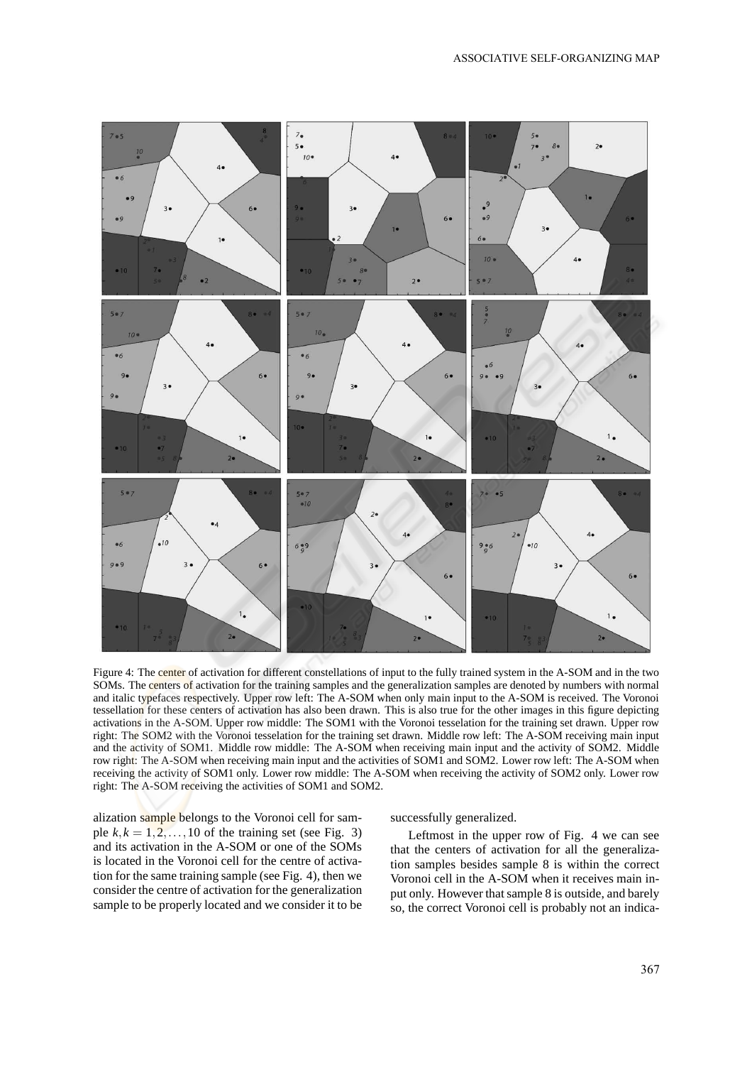Figure 4: The center of activation for different constellations of input to the fully trained system in the A-SOM and in the two SOMs. The centers of activation for the training samples and the generalization samples are denoted by numbers with normal and italic typefaces respectively. Upper row left: The A-SOM when only main input to the A-SOM is received. The Voronoi tessellation for these centers of activation has also been drawn. This is also true for the other images in this figure depicting activations in the A-SOM. Upper row middle: The SOM1 with the Voronoi tesselation for the training set drawn. Upper row right: The SOM2 with the Voronoi tesselation for the training set drawn. Middle row left: The A-SOM receiving main input and the activity of SOM1. Middle row middle: The A-SOM when receiving main input and the activity of SOM2. Middle row right: The A-SOM when receiving main input and the activities of SOM1 and SOM2. Lower row left: The A-SOM when receiving the activity of SOM1 only. Lower row middle: The A-SOM when receiving the activity of SOM2 only. Lower row right: The A-SOM receiving the activities of SOM1 and SOM2.

alization sample belongs to the Voronoi cell for sample $k, k = 1, 2, \ldots, 10$ of the training set (see Fig. 3) and its activation in the A-SOM or one of the SOMs is located in the Voronoi cell for the centre of activation for the same training sample (see Fig. 4), then we consider the centre of activation for the generalization sample to be properly located and we consider it to be successfully generalized.

Leftmost in the upper row of Fig. 4 we can see that the centers of activation for all the generalization samples besides sample 8 is within the correct Voronoi cell in the A-SOM when it receives main input only. However that sample 8 is outside, and barely so, the correct Voronoi cell is probably not an indica-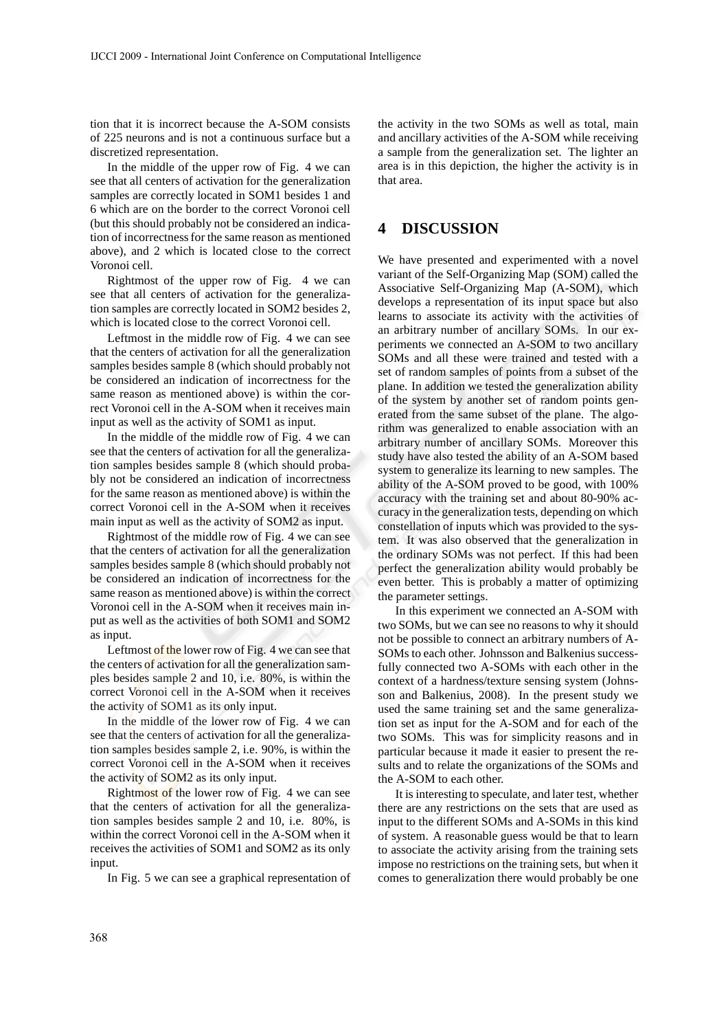tion that it is incorrect because the A-SOM consists of 225 neurons and is not a continuous surface but a discretized representation.

In the middle of the upper row of Fig. 4 we can see that all centers of activation for the generalization samples are correctly located in SOM1 besides 1 and 6 which are on the border to the correct Voronoi cell (but this should probably not be considered an indication of incorrectness for the same reason as mentioned above), and 2 which is located close to the correct Voronoi cell.

Rightmost of the upper row of Fig. 4 we can see that all centers of activation for the generalization samples are correctly located in SOM2 besides 2, which is located close to the correct Voronoi cell.

Leftmost in the middle row of Fig. 4 we can see that the centers of activation for all the generalization samples besides sample 8 (which should probably not be considered an indication of incorrectness for the same reason as mentioned above) is within the correct Voronoi cell in the A-SOM when it receives main input as well as the activity of SOM1 as input.

In the middle of the middle row of Fig. 4 we can see that the centers of activation for all the generalization samples besides sample 8 (which should probably not be considered an indication of incorrectness for the same reason as mentioned above) is within the correct Voronoi cell in the A-SOM when it receives main input as well as the activity of SOM2 as input.

Rightmost of the middle row of Fig. 4 we can see that the centers of activation for all the generalization samples besides sample 8 (which should probably not be considered an indication of incorrectness for the same reason as mentioned above) is within the correct Voronoi cell in the A-SOM when it receives main input as well as the activities of both SOM1 and SOM2 as input.

Leftmost of the lower row of Fig. 4 we can see that the centers of activation for all the generalization samples besides sample 2 and 10, i.e. 80%, is within the correct Voronoi cell in the A-SOM when it receives the activity of SOM1 as its only input.

In the middle of the lower row of Fig. 4 we can see that the centers of activation for all the generalization samples besides sample 2, i.e. 90%, is within the correct Voronoi cell in the A-SOM when it receives the activity of SOM2 as its only input.

Rightmost of the lower row of Fig. 4 we can see that the centers of activation for all the generalization samples besides sample 2 and 10, i.e. 80%, is within the correct Voronoi cell in the A-SOM when it receives the activities of SOM1 and SOM2 as its only input.

In Fig. 5 we can see a graphical representation of the activity in the two SOMs as well as total, main and ancillary activities of the A-SOM while receiving a sample from the generalization set. The lighter an area is in this depiction, the higher the activity is in that area.

## 4 DISCUSSION

We have presented and experimented with a novel variant of the Self-Organizing Map (SOM) called the Associative Self-Organizing Map (A-SOM), which develops a representation of its input space but also learns to associate its activity with the activities of an arbitrary number of ancillary SOMs. In our experiments we connected an A-SOM to two ancillary SOMs and all these were trained and tested with a set of random samples of points from a subset of the plane. In addition we tested the generalization ability of the system by another set of random points generated from the same subset of the plane. The algorithm was generalized to enable association with an arbitrary number of ancillary SOMs. Moreover this study have also tested the ability of an A-SOM based system to generalize its learning to new samples. The ability of the A-SOM proved to be good, with 100% accuracy with the training set and about 80-90% accuracy in the generalization tests, depending on which constellation of inputs which was provided to the system. It was also observed that the generalization in the ordinary SOMs was not perfect. If this had been perfect the generalization ability would probably be even better. This is probably a matter of optimizing the parameter settings.

In this experiment we connected an A-SOM with two SOMs, but we can see no reasons to why it should not be possible to connect an arbitrary numbers of A-SOMs to each other. Johnsson and Balkenius successfully connected two A-SOMs with each other in the context of a hardness/texture sensing system (Johnsson and Balkenius, 2008). In the present study we used the same training set and the same generalization set as input for the A-SOM and for each of the two SOMs. This was for simplicity reasons and in particular because it made it easier to present the results and to relate the organizations of the SOMs and the A-SOM to each other.

It is interesting to speculate, and later test, whether there are any restrictions on the sets that are used as input to the different SOMs and A-SOMs in this kind of system. A reasonable guess would be that to learn to associate the activity arising from the training sets impose no restrictions on the training sets, but when it comes to generalization there would probably be one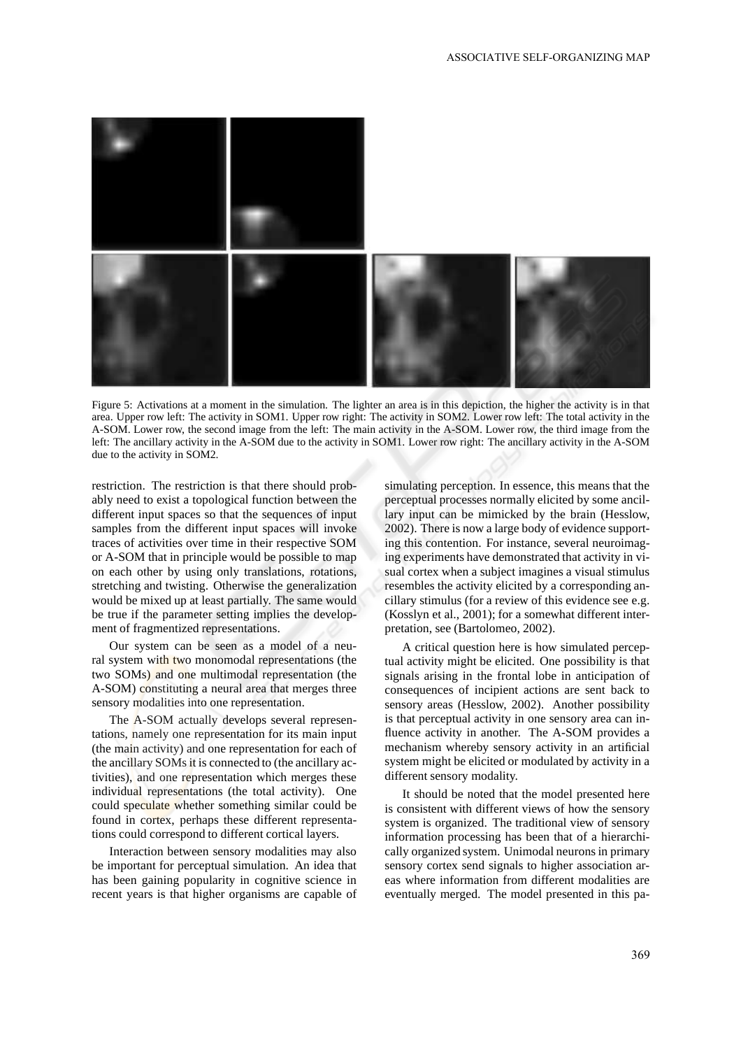Figure 5: Activations at a moment in the simulation. The lighter an area is in this depiction, the higher the activity is in that area. Upper row left: The activity in SOM1. Upper row right: The activity in SOM2. Lower row left: The total activity in the A-SOM. Lower row, the second image from the left: The main activity in the A-SOM. Lower row, the third image from the left: The ancillary activity in the A-SOM due to the activity in SOM1. Lower row right: The ancillary activity in the A-SOM due to the activity in SOM2.

restriction. The restriction is that there should probably need to exist a topological function between the different input spaces so that the sequences of input samples from the different input spaces will invoke traces of activities over time in their respective SOM or A-SOM that in principle would be possible to map on each other by using only translations, rotations, stretching and twisting. Otherwise the generalization would be mixed up at least partially. The same would be true if the parameter setting implies the development of fragmentized representations.

Our system can be seen as a model of a neural system with two monomodal representations (the two SOMs) and one multimodal representation (the A-SOM) constituting a neural area that merges three sensory modalities into one representation.

The A-SOM actually develops several representations, namely one representation for its main input (the main activity) and one representation for each of the ancillary SOMs it is connected to (the ancillary activities), and one representation which merges these individual representations (the total activity). One could speculate whether something similar could be found in cortex, perhaps these different representations could correspond to different cortical layers.

Interaction between sensory modalities may also be important for perceptual simulation. An idea that has been gaining popularity in cognitive science in recent years is that higher organisms are capable of simulating perception. In essence, this means that the perceptual processes normally elicited by some ancillary input can be mimicked by the brain (Hesslow, 2002). There is now a large body of evidence supporting this contention. For instance, several neuroimaging experiments have demonstrated that activity in visual cortex when a subject imagines a visual stimulus resembles the activity elicited by a corresponding ancillary stimulus (for a review of this evidence see e.g. (Kosslyn et al., 2001); for a somewhat different interpretation, see (Bartolomeo, 2002).

A critical question here is how simulated perceptual activity might be elicited. One possibility is that signals arising in the frontal lobe in anticipation of consequences of incipient actions are sent back to sensory areas (Hesslow, 2002). Another possibility is that perceptual activity in one sensory area can influence activity in another. The A-SOM provides a mechanism whereby sensory activity in an artificial system might be elicited or modulated by activity in a different sensory modality.

It should be noted that the model presented here is consistent with different views of how the sensory system is organized. The traditional view of sensory information processing has been that of a hierarchically organized system. Unimodal neurons in primary sensory cortex send signals to higher association areas where information from different modalities are eventually merged. The model presented in this pa-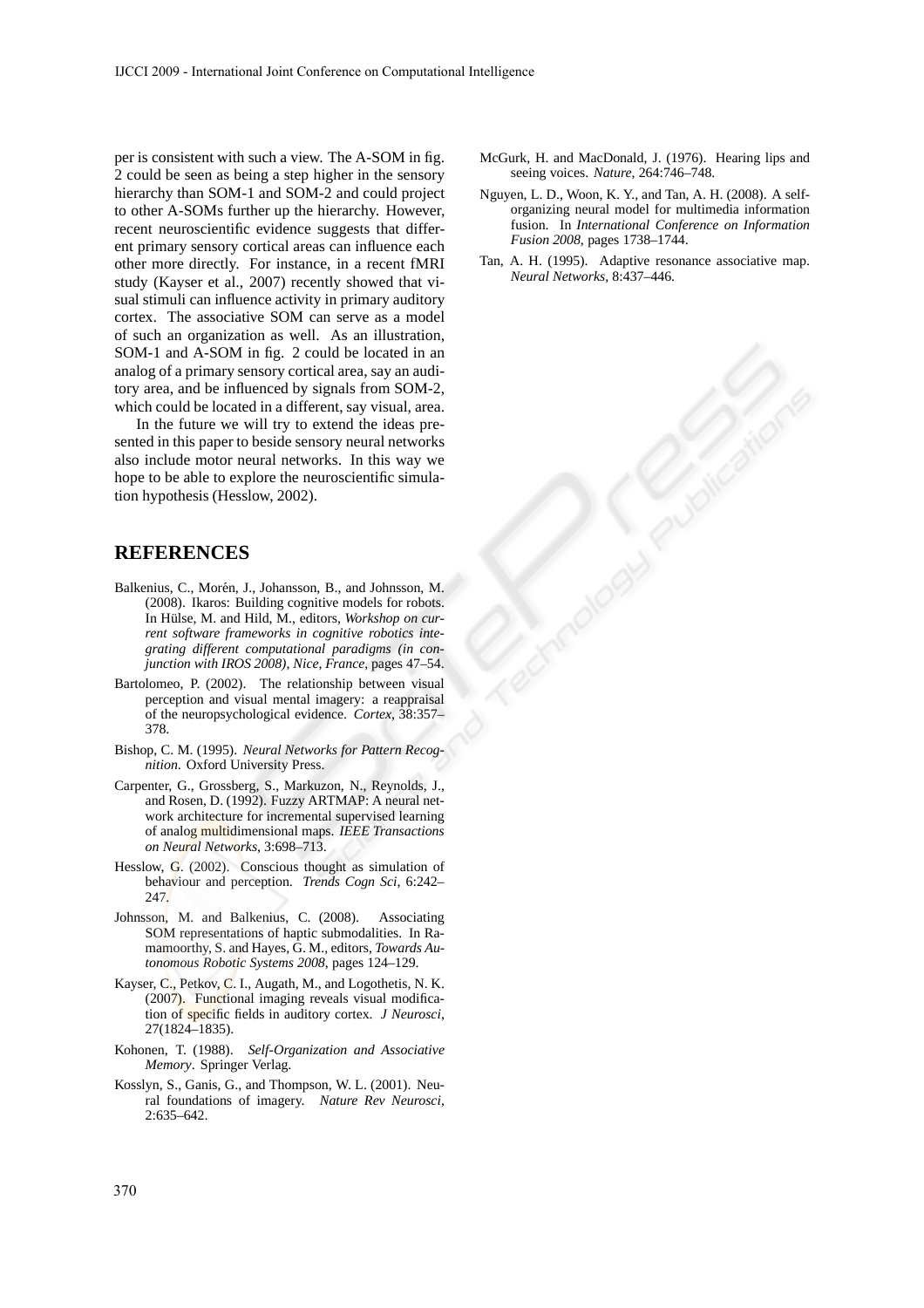per is consistent with such a view. The A-SOM in fig. 2 could be seen as being a step higher in the sensory hierarchy than SOM-1 and SOM-2 and could project to other A-SOMs further up the hierarchy. However, recent neuroscientific evidence suggests that different primary sensory cortical areas can influence each other more directly. For instance, in a recent fMRI study (Kayser et al., 2007) recently showed that visual stimuli can influence activity in primary auditory cortex. The associative SOM can serve as a model of such an organization as well. As an illustration, SOM-1 and A-SOM in fig. 2 could be located in an analog of a primary sensory cortical area, say an auditory area, and be influenced by signals from SOM-2, which could be located in a different, say visual, area.

In the future we will try to extend the ideas presented in this paper to beside sensory neural networks also include motor neural networks. In this way we hope to be able to explore the neuroscientific simulation hypothesis (Hesslow, 2002).

## REFERENCES

Balkenius, C., Morén, J., Johansson, B., and Johnsson, M. (2008). Ikaros: Building cognitive models for robots. In Hülse, M. and Hild, M., editors, *Workshop on current software frameworks in cognitive robotics integrating different computational paradigms (in conjunction with IROS 2008), Nice, France*, pages 47–54.

Bartolomeo, P. (2002). The relationship between visual perception and visual mental imagery: a reappraisal of the neuropsychological evidence. *Cortex*, 38:357–378.

Bishop, C. M. (1995). *Neural Networks for Pattern Recognition*. Oxford University Press.

Carpenter, G., Grossberg, S., Markuzon, N., Reynolds, J., and Rosen, D. (1992). Fuzzy ARTMAP: A neural network architecture for incremental supervised learning of analog multidimensional maps. *IEEE Transactions on Neural Networks*, 3:698–713.

Hesslow, G. (2002). Conscious thought as simulation of behaviour and perception. *Trends Cogn Sci*, 6:242–247.

Johnsson, M. and Balkenius, C. (2008). Associating SOM representations of haptic submodalities. In Ramamoorthy, S. and Hayes, G. M., editors, *Towards Autonomous Robotic Systems 2008*, pages 124–129.

Kayser, C., Petkov, C. I., Augath, M., and Logothetis, N. K. (2007). Functional imaging reveals visual modification of specific fields in auditory cortex. *J Neurosci*, 27(1824–1835).

Kohonen, T. (1988). *Self-Organization and Associative Memory*. Springer Verlag.

Kosslyn, S., Ganis, G., and Thompson, W. L. (2001). Neural foundations of imagery. *Nature Rev Neurosci*, 2:635–642.

McGurk, H. and MacDonald, J. (1976). Hearing lips and seeing voices. *Nature*, 264:746–748.

Nguyen, L. D., Woon, K. Y., and Tan, A. H. (2008). A self-organizing neural model for multimedia information fusion. In *International Conference on Information Fusion 2008*, pages 1738–1744.

Tan, A. H. (1995). Adaptive resonance associative map. *Neural Networks*, 8:437–446.